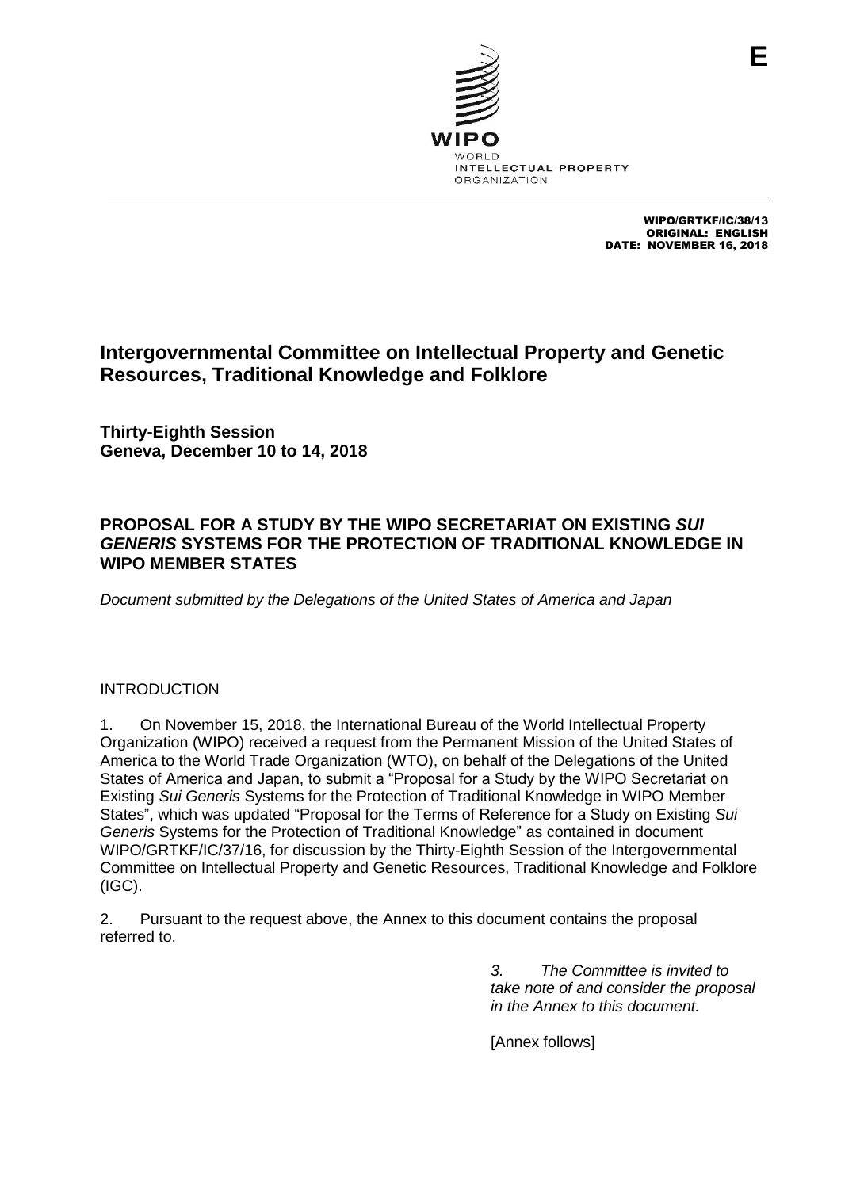WIPO/GRTKF/IC/38/13
ORIGINAL: ENGLISH
DATE: NOVEMBER 16, 2018

# Intergovernmental Committee on Intellectual Property and Genetic Resources, Traditional Knowledge and Folklore

**Thirty-Eighth Session**
**Geneva, December 10 to 14, 2018**

## PROPOSAL FOR A STUDY BY THE WIPO SECRETARIAT ON EXISTING *SUI GENERIS* SYSTEMS FOR THE PROTECTION OF TRADITIONAL KNOWLEDGE IN WIPO MEMBER STATES

*Document submitted by the Delegations of the United States of America and Japan*

INTRODUCTION

1. On November 15, 2018, the International Bureau of the World Intellectual Property Organization (WIPO) received a request from the Permanent Mission of the United States of America to the World Trade Organization (WTO), on behalf of the Delegations of the United States of America and Japan, to submit a "Proposal for a Study by the WIPO Secretariat on Existing *Sui Generis* Systems for the Protection of Traditional Knowledge in WIPO Member States", which was updated "Proposal for the Terms of Reference for a Study on Existing *Sui Generis* Systems for the Protection of Traditional Knowledge" as contained in document WIPO/GRTKF/IC/37/16, for discussion by the Thirty-Eighth Session of the Intergovernmental Committee on Intellectual Property and Genetic Resources, Traditional Knowledge and Folklore (IGC).

2. Pursuant to the request above, the Annex to this document contains the proposal referred to.

*3. The Committee is invited to take note of and consider the proposal in the Annex to this document.*

[Annex follows]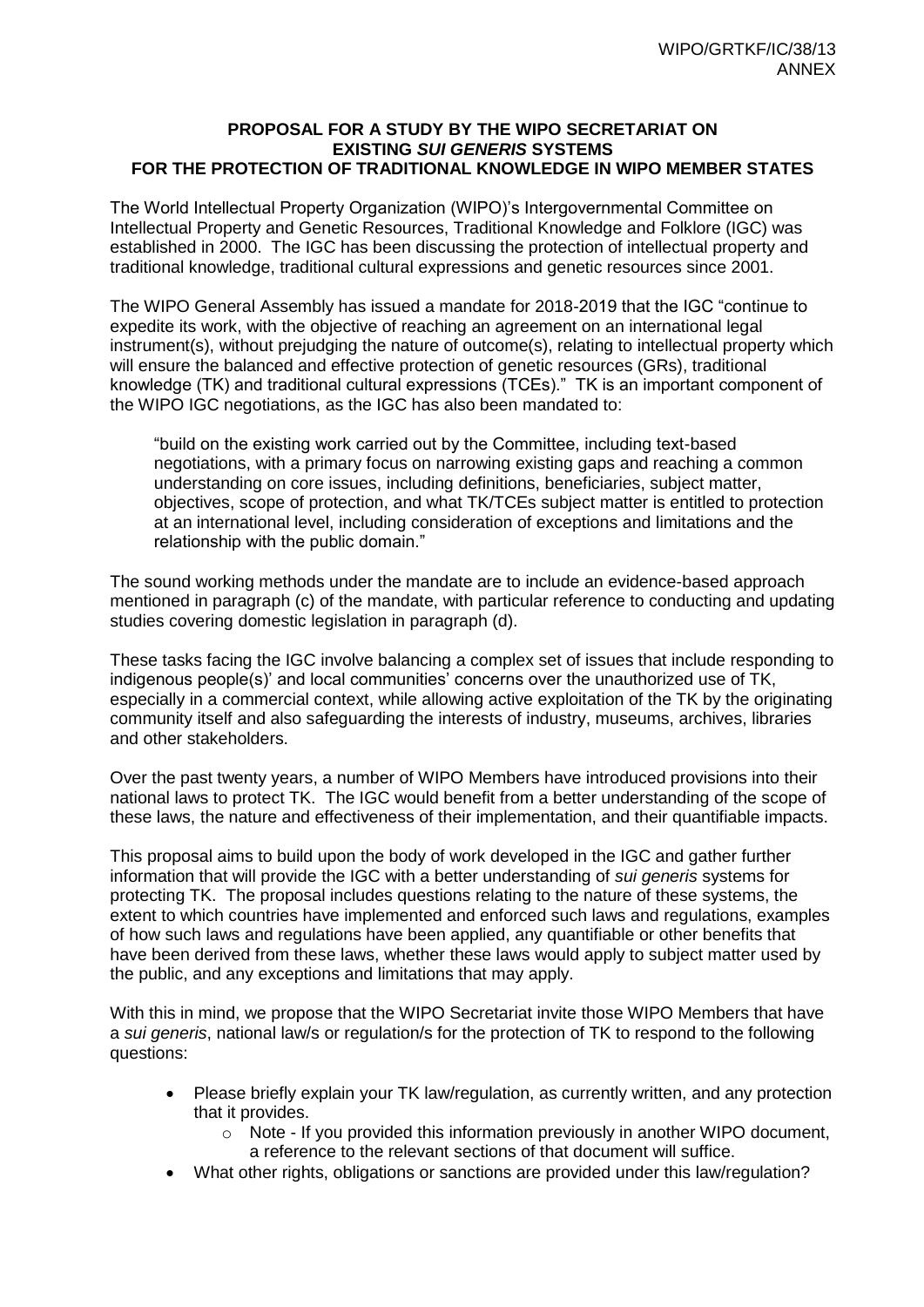# PROPOSAL FOR A STUDY BY THE WIPO SECRETARIAT ON EXISTING *SUI GENERIS* SYSTEMS FOR THE PROTECTION OF TRADITIONAL KNOWLEDGE IN WIPO MEMBER STATES

The World Intellectual Property Organization (WIPO)'s Intergovernmental Committee on Intellectual Property and Genetic Resources, Traditional Knowledge and Folklore (IGC) was established in 2000. The IGC has been discussing the protection of intellectual property and traditional knowledge, traditional cultural expressions and genetic resources since 2001.

The WIPO General Assembly has issued a mandate for 2018-2019 that the IGC "continue to expedite its work, with the objective of reaching an agreement on an international legal instrument(s), without prejudging the nature of outcome(s), relating to intellectual property which will ensure the balanced and effective protection of genetic resources (GRs), traditional knowledge (TK) and traditional cultural expressions (TCEs)." TK is an important component of the WIPO IGC negotiations, as the IGC has also been mandated to:

> "build on the existing work carried out by the Committee, including text-based negotiations, with a primary focus on narrowing existing gaps and reaching a common understanding on core issues, including definitions, beneficiaries, subject matter, objectives, scope of protection, and what TK/TCEs subject matter is entitled to protection at an international level, including consideration of exceptions and limitations and the relationship with the public domain."

The sound working methods under the mandate are to include an evidence-based approach mentioned in paragraph (c) of the mandate, with particular reference to conducting and updating studies covering domestic legislation in paragraph (d).

These tasks facing the IGC involve balancing a complex set of issues that include responding to indigenous people(s)' and local communities' concerns over the unauthorized use of TK, especially in a commercial context, while allowing active exploitation of the TK by the originating community itself and also safeguarding the interests of industry, museums, archives, libraries and other stakeholders.

Over the past twenty years, a number of WIPO Members have introduced provisions into their national laws to protect TK. The IGC would benefit from a better understanding of the scope of these laws, the nature and effectiveness of their implementation, and their quantifiable impacts.

This proposal aims to build upon the body of work developed in the IGC and gather further information that will provide the IGC with a better understanding of *sui generis* systems for protecting TK. The proposal includes questions relating to the nature of these systems, the extent to which countries have implemented and enforced such laws and regulations, examples of how such laws and regulations have been applied, any quantifiable or other benefits that have been derived from these laws, whether these laws would apply to subject matter used by the public, and any exceptions and limitations that may apply.

With this in mind, we propose that the WIPO Secretariat invite those WIPO Members that have a *sui generis*, national law/s or regulation/s for the protection of TK to respond to the following questions:

- Please briefly explain your TK law/regulation, as currently written, and any protection that it provides.
  - Note - If you provided this information previously in another WIPO document, a reference to the relevant sections of that document will suffice.
- What other rights, obligations or sanctions are provided under this law/regulation?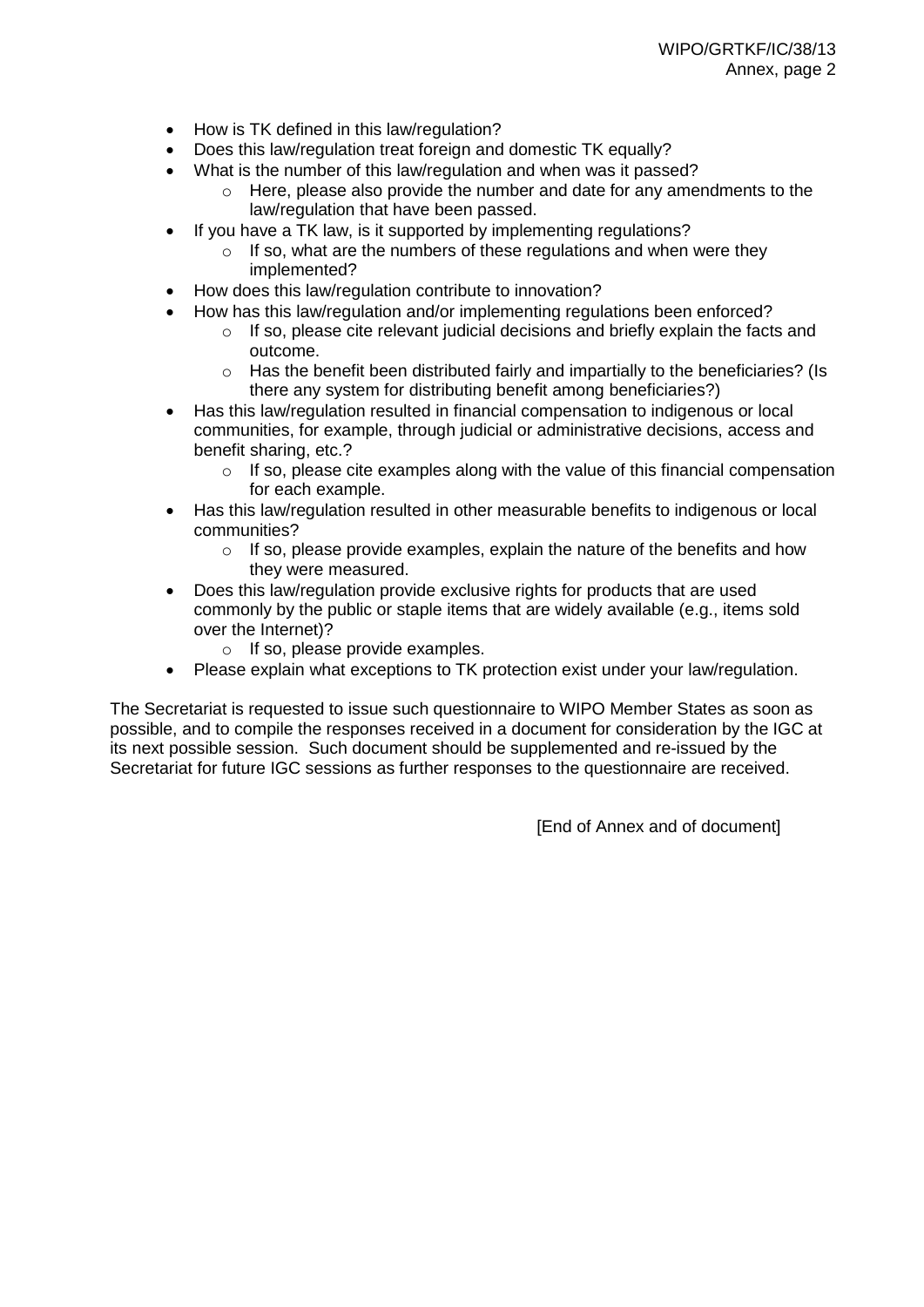- How is TK defined in this law/regulation?
- Does this law/regulation treat foreign and domestic TK equally?
- What is the number of this law/regulation and when was it passed?
    - Here, please also provide the number and date for any amendments to the law/regulation that have been passed.
- If you have a TK law, is it supported by implementing regulations?
    - If so, what are the numbers of these regulations and when were they implemented?
- How does this law/regulation contribute to innovation?
- How has this law/regulation and/or implementing regulations been enforced?
    - If so, please cite relevant judicial decisions and briefly explain the facts and outcome.
    - Has the benefit been distributed fairly and impartially to the beneficiaries? (Is there any system for distributing benefit among beneficiaries?)
- Has this law/regulation resulted in financial compensation to indigenous or local communities, for example, through judicial or administrative decisions, access and benefit sharing, etc.?
    - If so, please cite examples along with the value of this financial compensation for each example.
- Has this law/regulation resulted in other measurable benefits to indigenous or local communities?
    - If so, please provide examples, explain the nature of the benefits and how they were measured.
- Does this law/regulation provide exclusive rights for products that are used commonly by the public or staple items that are widely available (e.g., items sold over the Internet)?
    - If so, please provide examples.
- Please explain what exceptions to TK protection exist under your law/regulation.

The Secretariat is requested to issue such questionnaire to WIPO Member States as soon as possible, and to compile the responses received in a document for consideration by the IGC at its next possible session. Such document should be supplemented and re-issued by the Secretariat for future IGC sessions as further responses to the questionnaire are received.

[End of Annex and of document]